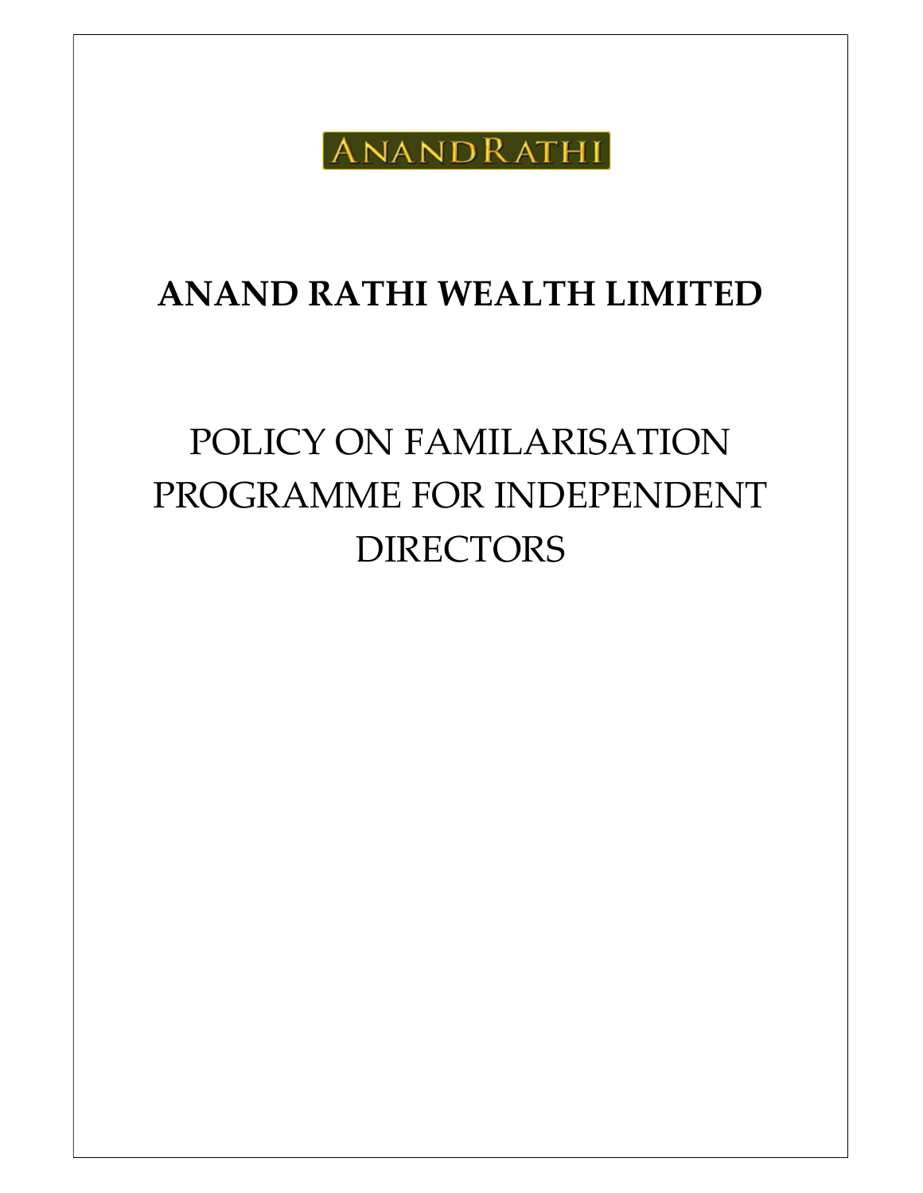ANANDRATHI

# ANAND RATHI WEALTH LIMITED

# POLICY ON FAMILARISATION PROGRAMME FOR INDEPENDENT DIRECTORS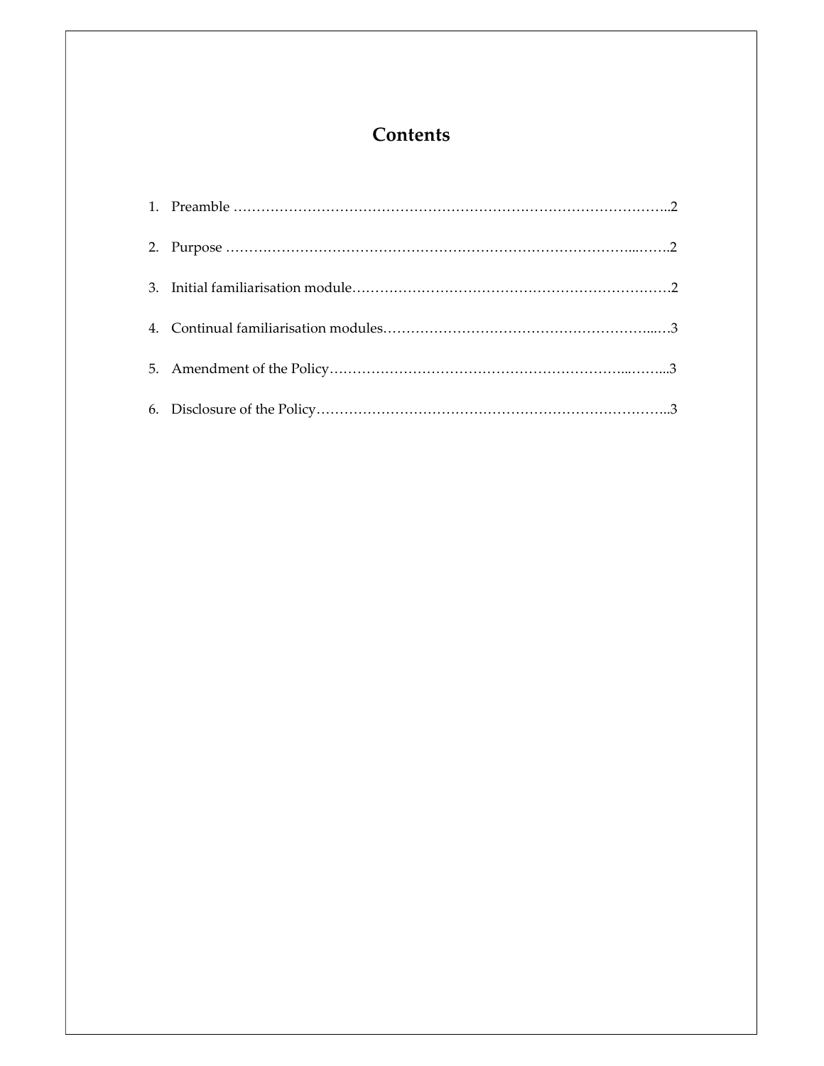# Contents

1. Preamble ……………………………………………………………………………………..2
2. Purpose ……………………………………………………………………………...…….2
3. Initial familiarisation module…………………………………………………………….2
4. Continual familiarisation modules……………………………………………………...…3
5. Amendment of the Policy……………………………………………………...……...3
6. Disclosure of the Policy…………………………………………………………………..3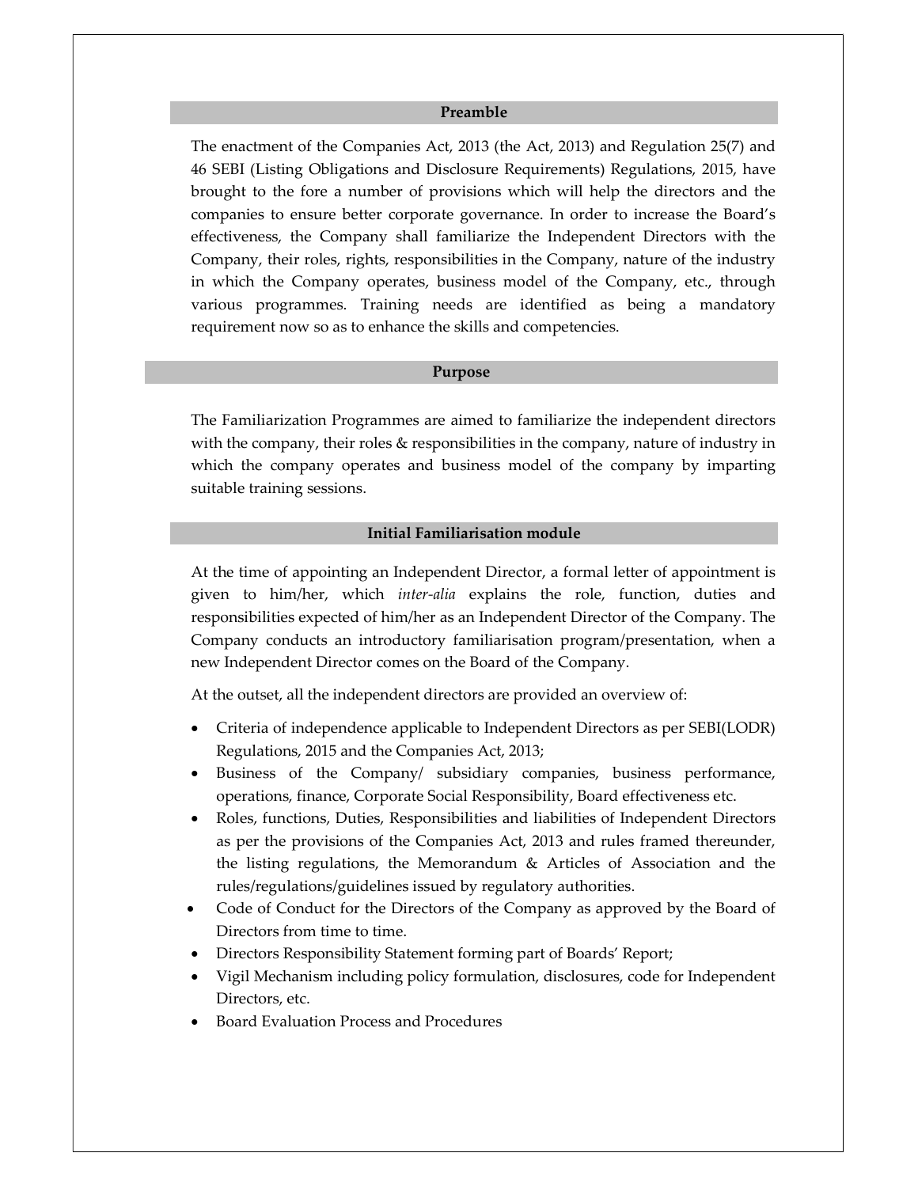## Preamble

The enactment of the Companies Act, 2013 (the Act, 2013) and Regulation 25(7) and 46 SEBI (Listing Obligations and Disclosure Requirements) Regulations, 2015, have brought to the fore a number of provisions which will help the directors and the companies to ensure better corporate governance. In order to increase the Board's effectiveness, the Company shall familiarize the Independent Directors with the Company, their roles, rights, responsibilities in the Company, nature of the industry in which the Company operates, business model of the Company, etc., through various programmes. Training needs are identified as being a mandatory requirement now so as to enhance the skills and competencies.

## Purpose

The Familiarization Programmes are aimed to familiarize the independent directors with the company, their roles & responsibilities in the company, nature of industry in which the company operates and business model of the company by imparting suitable training sessions.

## Initial Familiarisation module

At the time of appointing an Independent Director, a formal letter of appointment is given to him/her, which *inter-alia* explains the role, function, duties and responsibilities expected of him/her as an Independent Director of the Company. The Company conducts an introductory familiarisation program/presentation, when a new Independent Director comes on the Board of the Company.

At the outset, all the independent directors are provided an overview of:

- Criteria of independence applicable to Independent Directors as per SEBI(LODR) Regulations, 2015 and the Companies Act, 2013;
- Business of the Company/ subsidiary companies, business performance, operations, finance, Corporate Social Responsibility, Board effectiveness etc.
- Roles, functions, Duties, Responsibilities and liabilities of Independent Directors as per the provisions of the Companies Act, 2013 and rules framed thereunder, the listing regulations, the Memorandum & Articles of Association and the rules/regulations/guidelines issued by regulatory authorities.
- Code of Conduct for the Directors of the Company as approved by the Board of Directors from time to time.
- Directors Responsibility Statement forming part of Boards' Report;
- Vigil Mechanism including policy formulation, disclosures, code for Independent Directors, etc.
- Board Evaluation Process and Procedures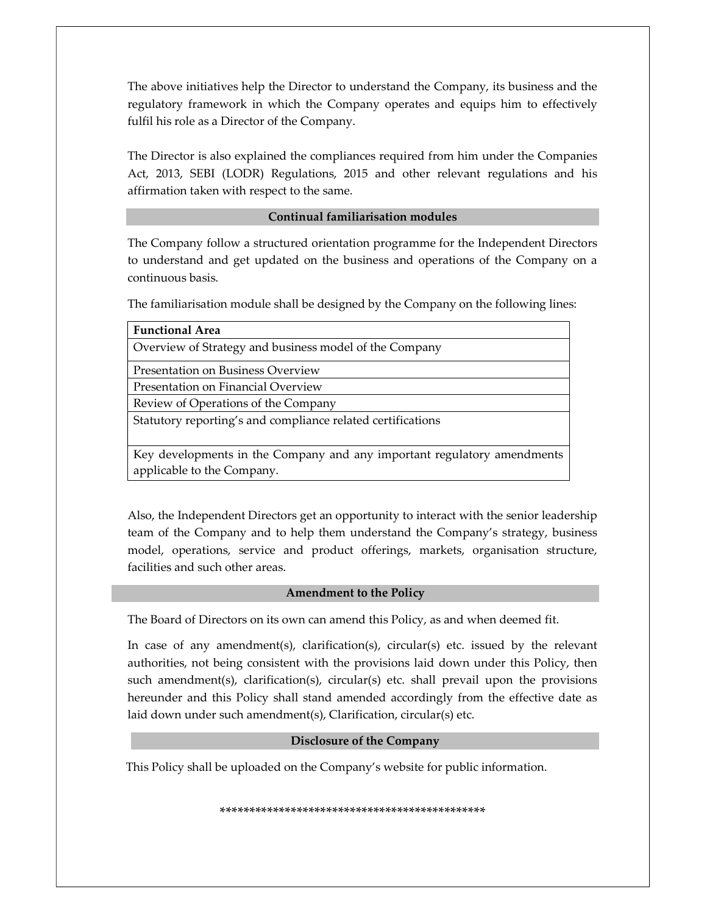The above initiatives help the Director to understand the Company, its business and the regulatory framework in which the Company operates and equips him to effectively fulfil his role as a Director of the Company.

The Director is also explained the compliances required from him under the Companies Act, 2013, SEBI (LODR) Regulations, 2015 and other relevant regulations and his affirmation taken with respect to the same.

## Continual familiarisation modules

The Company follow a structured orientation programme for the Independent Directors to understand and get updated on the business and operations of the Company on a continuous basis.

The familiarisation module shall be designed by the Company on the following lines:

| Functional Area |
|---|
| Overview of Strategy and business model of the Company |
| Presentation on Business Overview |
| Presentation on Financial Overview |
| Review of Operations of the Company |
| Statutory reporting's and compliance related certifications |
| Key developments in the Company and any important regulatory amendments applicable to the Company. |

Also, the Independent Directors get an opportunity to interact with the senior leadership team of the Company and to help them understand the Company's strategy, business model, operations, service and product offerings, markets, organisation structure, facilities and such other areas.

## Amendment to the Policy

The Board of Directors on its own can amend this Policy, as and when deemed fit.

In case of any amendment(s), clarification(s), circular(s) etc. issued by the relevant authorities, not being consistent with the provisions laid down under this Policy, then such amendment(s), clarification(s), circular(s) etc. shall prevail upon the provisions hereunder and this Policy shall stand amended accordingly from the effective date as laid down under such amendment(s), Clarification, circular(s) etc.

## Disclosure of the Company

This Policy shall be uploaded on the Company's website for public information.

*********************************************